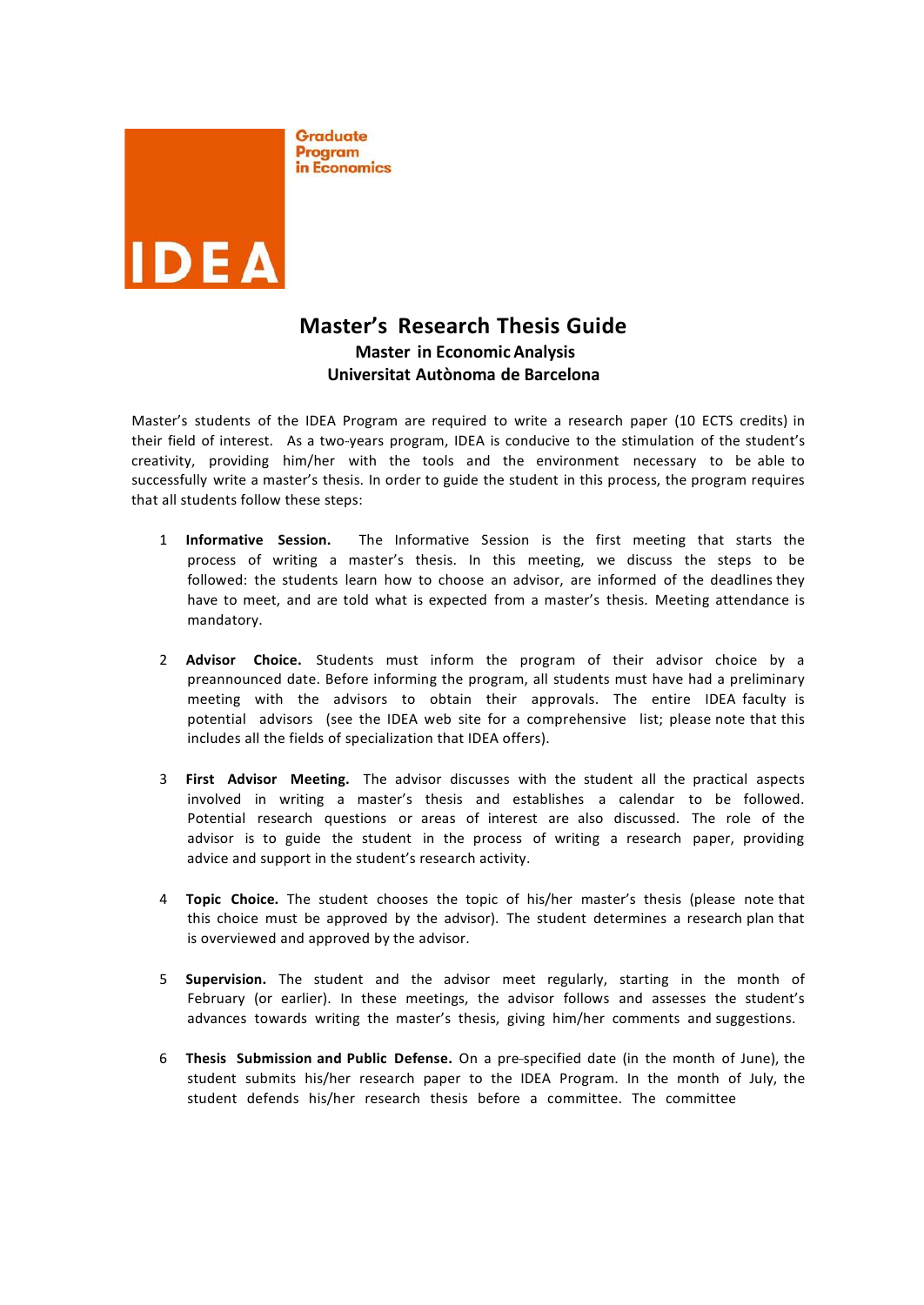Graduate Program in Economics

IDEA

# Master's Research Thesis Guide

## Master in Economic Analysis

## Universitat Autònoma de Barcelona

Master's students of the IDEA Program are required to write a research paper (10 ECTS credits) in their field of interest. As a two-years program, IDEA is conducive to the stimulation of the student's creativity, providing him/her with the tools and the environment necessary to be able to successfully write a master's thesis. In order to guide the student in this process, the program requires that all students follow these steps:

1. **Informative Session.** The Informative Session is the first meeting that starts the process of writing a master's thesis. In this meeting, we discuss the steps to be followed: the students learn how to choose an advisor, are informed of the deadlines they have to meet, and are told what is expected from a master's thesis. Meeting attendance is mandatory.

2. **Advisor Choice.** Students must inform the program of their advisor choice by a preannounced date. Before informing the program, all students must have had a preliminary meeting with the advisors to obtain their approvals. The entire IDEA faculty is potential advisors (see the IDEA web site for a comprehensive list; please note that this includes all the fields of specialization that IDEA offers).

3. **First Advisor Meeting.** The advisor discusses with the student all the practical aspects involved in writing a master's thesis and establishes a calendar to be followed. Potential research questions or areas of interest are also discussed. The role of the advisor is to guide the student in the process of writing a research paper, providing advice and support in the student's research activity.

4. **Topic Choice.** The student chooses the topic of his/her master's thesis (please note that this choice must be approved by the advisor). The student determines a research plan that is overviewed and approved by the advisor.

5. **Supervision.** The student and the advisor meet regularly, starting in the month of February (or earlier). In these meetings, the advisor follows and assesses the student's advances towards writing the master's thesis, giving him/her comments and suggestions.

6. **Thesis Submission and Public Defense.** On a pre-specified date (in the month of June), the student submits his/her research paper to the IDEA Program. In the month of July, the student defends his/her research thesis before a committee. The committee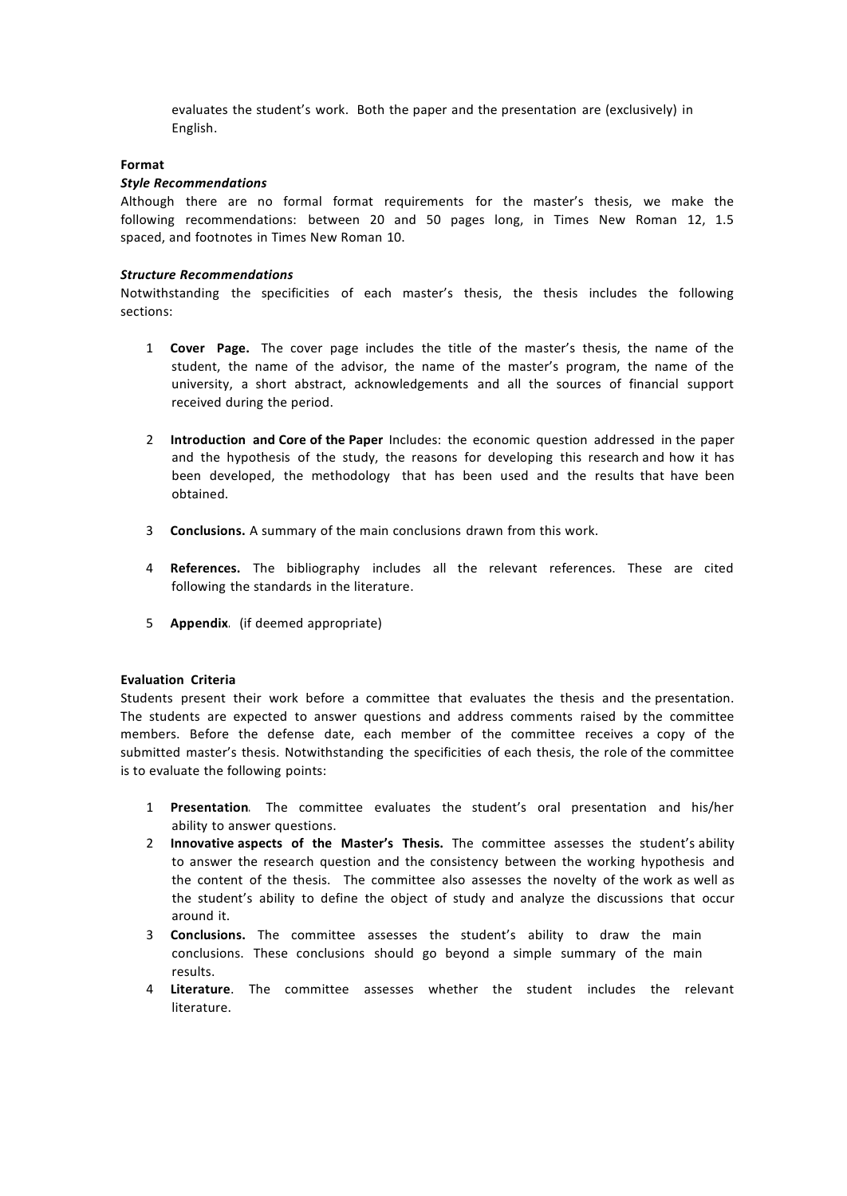evaluates the student's work. Both the paper and the presentation are (exclusively) in English.

**Format**

***Style Recommendations***

Although there are no formal format requirements for the master's thesis, we make the following recommendations: between 20 and 50 pages long, in Times New Roman 12, 1.5 spaced, and footnotes in Times New Roman 10.

***Structure Recommendations***

Notwithstanding the specificities of each master's thesis, the thesis includes the following sections:

1. **Cover Page.** The cover page includes the title of the master's thesis, the name of the student, the name of the advisor, the name of the master's program, the name of the university, a short abstract, acknowledgements and all the sources of financial support received during the period.

2. **Introduction and Core of the Paper** Includes: the economic question addressed in the paper and the hypothesis of the study, the reasons for developing this research and how it has been developed, the methodology that has been used and the results that have been obtained.

3. **Conclusions.** A summary of the main conclusions drawn from this work.

4. **References.** The bibliography includes all the relevant references. These are cited following the standards in the literature.

5. **Appendix**. (if deemed appropriate)

**Evaluation Criteria**

Students present their work before a committee that evaluates the thesis and the presentation. The students are expected to answer questions and address comments raised by the committee members. Before the defense date, each member of the committee receives a copy of the submitted master's thesis. Notwithstanding the specificities of each thesis, the role of the committee is to evaluate the following points:

1. **Presentation**. The committee evaluates the student's oral presentation and his/her ability to answer questions.
2. **Innovative aspects of the Master's Thesis.** The committee assesses the student's ability to answer the research question and the consistency between the working hypothesis and the content of the thesis. The committee also assesses the novelty of the work as well as the student's ability to define the object of study and analyze the discussions that occur around it.
3. **Conclusions.** The committee assesses the student's ability to draw the main conclusions. These conclusions should go beyond a simple summary of the main results.
4. **Literature**. The committee assesses whether the student includes the relevant literature.